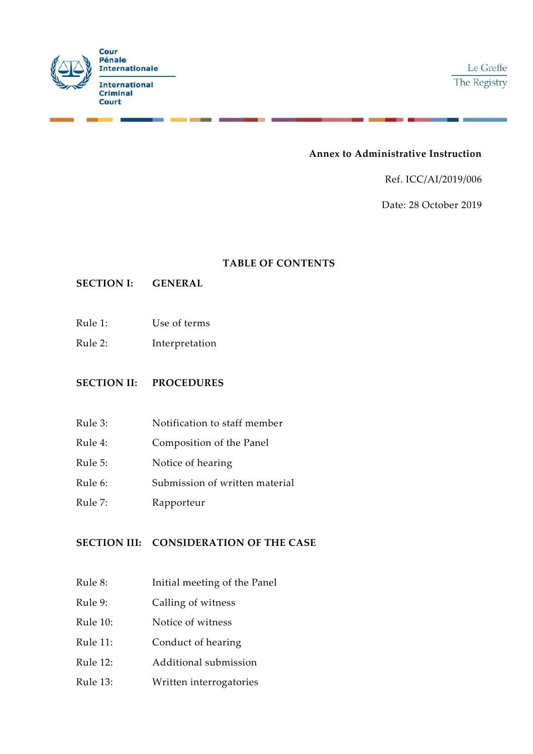Cour Pénale Internationale

International Criminal Court

Le Greffe
The Registry

**Annex to Administrative Instruction**

Ref. ICC/AI/2019/006

Date: 28 October 2019

## TABLE OF CONTENTS

**SECTION I: GENERAL**

| | |
|---|---|
| Rule 1: | Use of terms |
| Rule 2: | Interpretation |

**SECTION II: PROCEDURES**

| | |
|---|---|
| Rule 3: | Notification to staff member |
| Rule 4: | Composition of the Panel |
| Rule 5: | Notice of hearing |
| Rule 6: | Submission of written material |
| Rule 7: | Rapporteur |

**SECTION III: CONSIDERATION OF THE CASE**

| | |
|---|---|
| Rule 8: | Initial meeting of the Panel |
| Rule 9: | Calling of witness |
| Rule 10: | Notice of witness |
| Rule 11: | Conduct of hearing |
| Rule 12: | Additional submission |
| Rule 13: | Written interrogatories |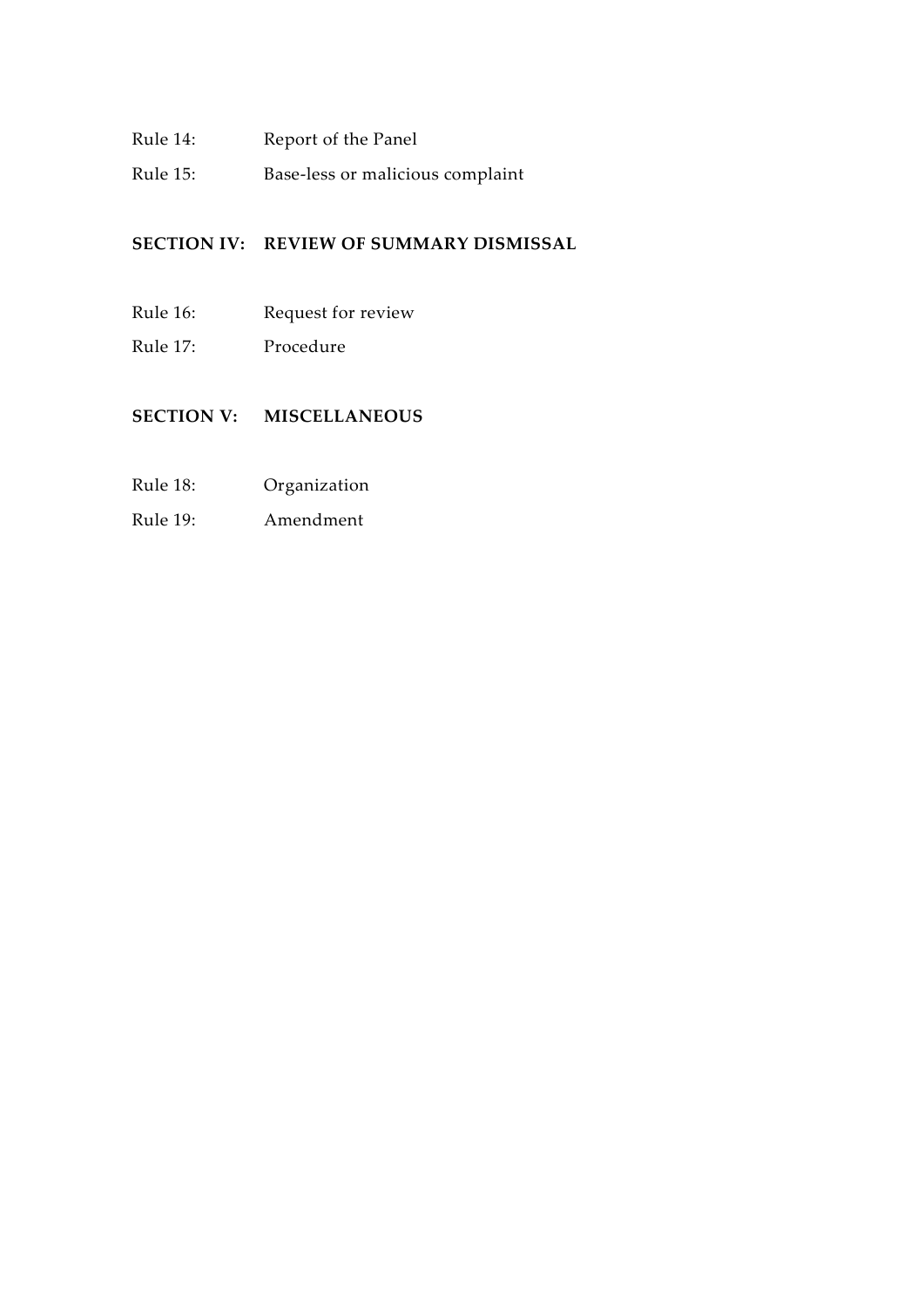Rule 14: Report of the Panel

Rule 15: Base-less or malicious complaint

**SECTION IV: REVIEW OF SUMMARY DISMISSAL**

Rule 16: Request for review

Rule 17: Procedure

**SECTION V: MISCELLANEOUS**

Rule 18: Organization

Rule 19: Amendment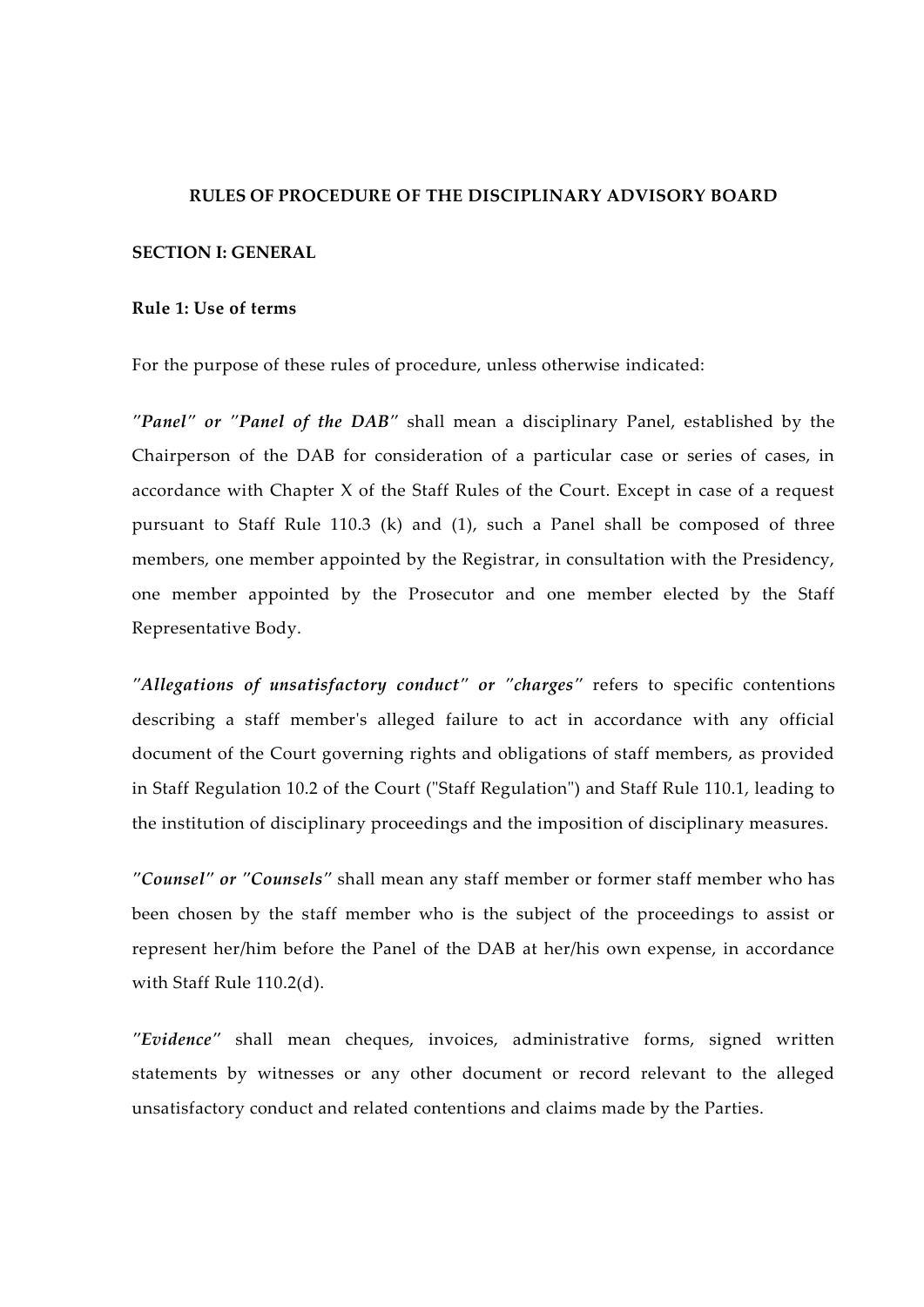# RULES OF PROCEDURE OF THE DISCIPLINARY ADVISORY BOARD

## SECTION I: GENERAL

### Rule 1: Use of terms

For the purpose of these rules of procedure, unless otherwise indicated:

*"**Panel**" or "**Panel of the DAB**"* shall mean a disciplinary Panel, established by the Chairperson of the DAB for consideration of a particular case or series of cases, in accordance with Chapter X of the Staff Rules of the Court. Except in case of a request pursuant to Staff Rule 110.3 (k) and (1), such a Panel shall be composed of three members, one member appointed by the Registrar, in consultation with the Presidency, one member appointed by the Prosecutor and one member elected by the Staff Representative Body.

*"**Allegations of unsatisfactory conduct**" or "**charges**"* refers to specific contentions describing a staff member's alleged failure to act in accordance with any official document of the Court governing rights and obligations of staff members, as provided in Staff Regulation 10.2 of the Court ("Staff Regulation") and Staff Rule 110.1, leading to the institution of disciplinary proceedings and the imposition of disciplinary measures.

*"**Counsel**" or "**Counsels**"* shall mean any staff member or former staff member who has been chosen by the staff member who is the subject of the proceedings to assist or represent her/him before the Panel of the DAB at her/his own expense, in accordance with Staff Rule 110.2(d).

*"**Evidence**"* shall mean cheques, invoices, administrative forms, signed written statements by witnesses or any other document or record relevant to the alleged unsatisfactory conduct and related contentions and claims made by the Parties.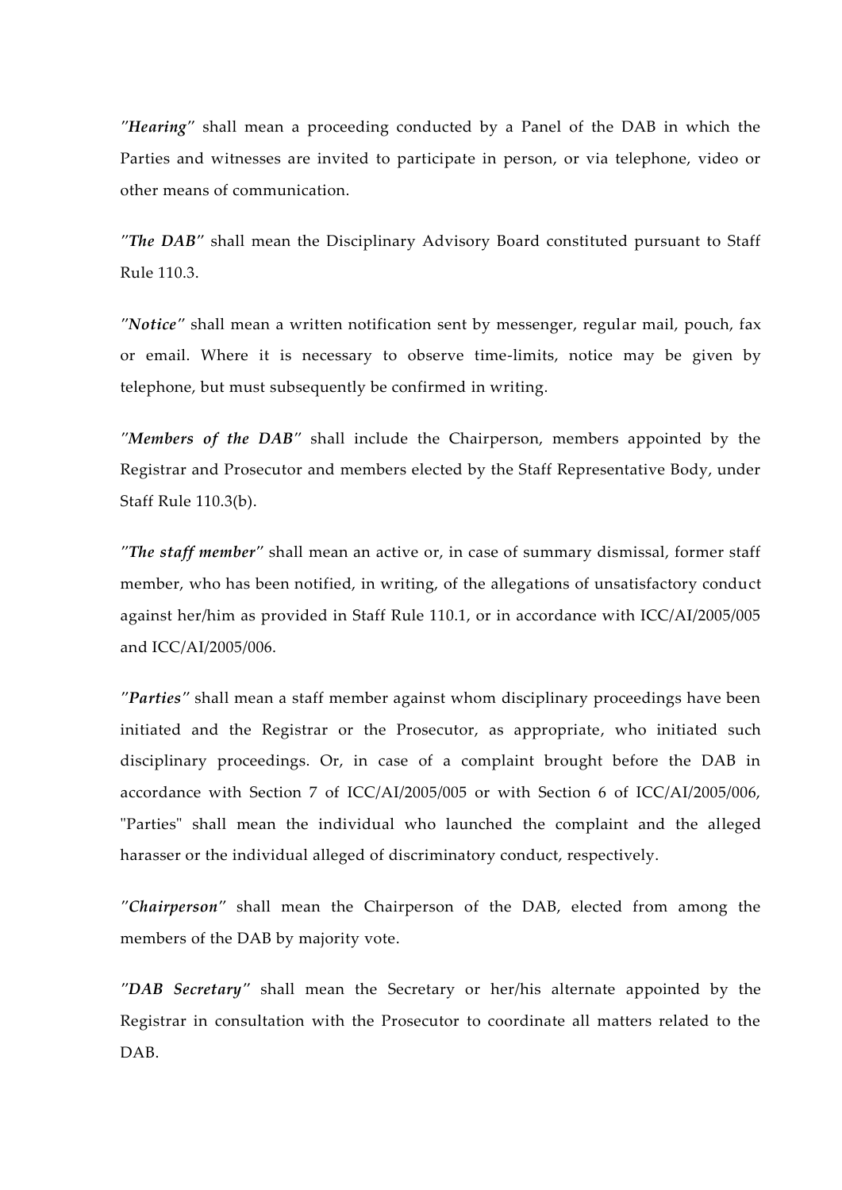"***Hearing***" shall mean a proceeding conducted by a Panel of the DAB in which the Parties and witnesses are invited to participate in person, or via telephone, video or other means of communication.

"***The DAB***" shall mean the Disciplinary Advisory Board constituted pursuant to Staff Rule 110.3.

"***Notice***" shall mean a written notification sent by messenger, regular mail, pouch, fax or email. Where it is necessary to observe time-limits, notice may be given by telephone, but must subsequently be confirmed in writing.

"***Members of the DAB***" shall include the Chairperson, members appointed by the Registrar and Prosecutor and members elected by the Staff Representative Body, under Staff Rule 110.3(b).

"***The staff member***" shall mean an active or, in case of summary dismissal, former staff member, who has been notified, in writing, of the allegations of unsatisfactory conduct against her/him as provided in Staff Rule 110.1, or in accordance with ICC/AI/2005/005 and ICC/AI/2005/006.

"***Parties***" shall mean a staff member against whom disciplinary proceedings have been initiated and the Registrar or the Prosecutor, as appropriate, who initiated such disciplinary proceedings. Or, in case of a complaint brought before the DAB in accordance with Section 7 of ICC/AI/2005/005 or with Section 6 of ICC/AI/2005/006, "Parties" shall mean the individual who launched the complaint and the alleged harasser or the individual alleged of discriminatory conduct, respectively.

"***Chairperson***" shall mean the Chairperson of the DAB, elected from among the members of the DAB by majority vote.

"***DAB Secretary***" shall mean the Secretary or her/his alternate appointed by the Registrar in consultation with the Prosecutor to coordinate all matters related to the DAB.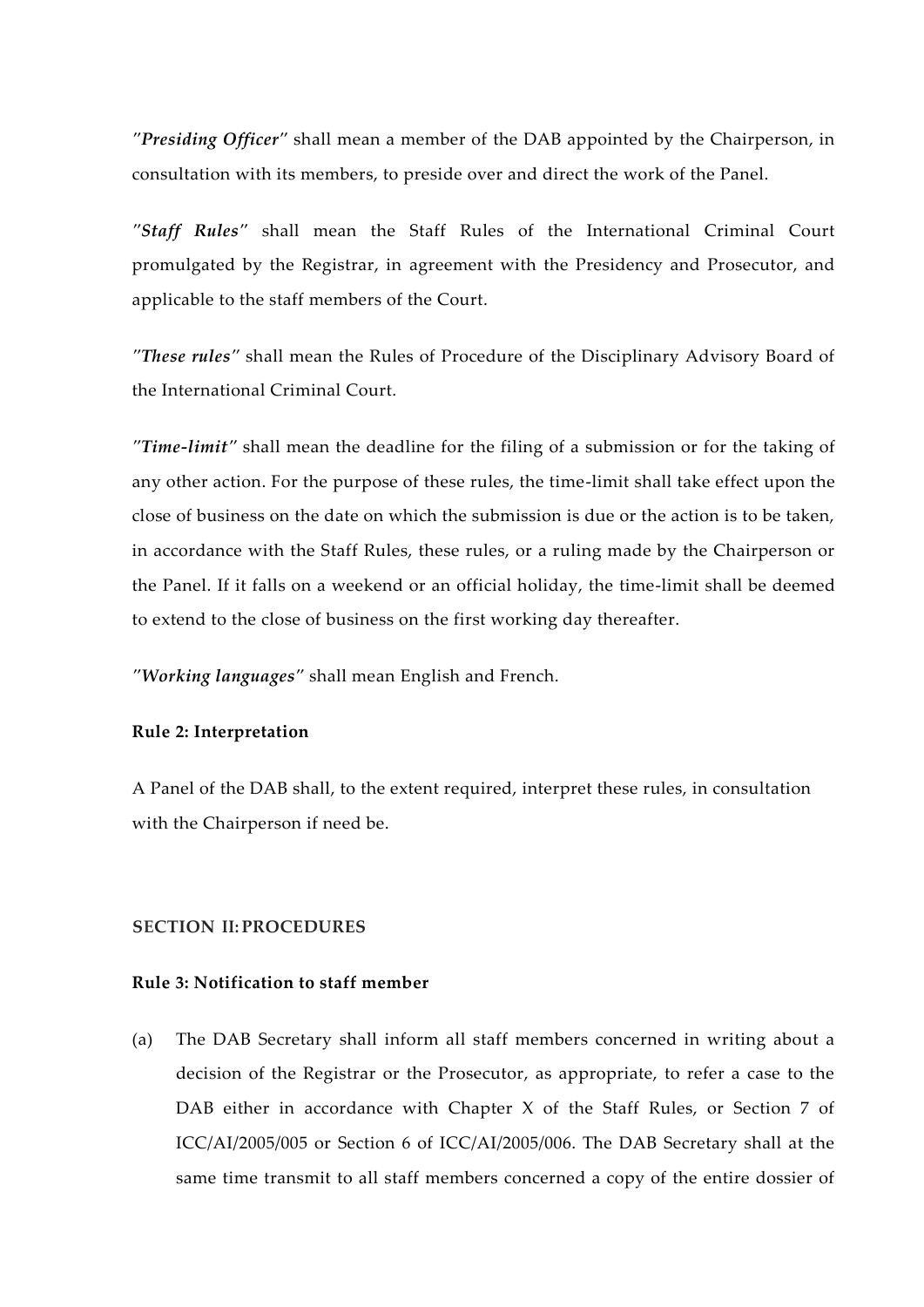"***Presiding Officer***" shall mean a member of the DAB appointed by the Chairperson, in consultation with its members, to preside over and direct the work of the Panel.

"***Staff Rules***" shall mean the Staff Rules of the International Criminal Court promulgated by the Registrar, in agreement with the Presidency and Prosecutor, and applicable to the staff members of the Court.

"***These rules***" shall mean the Rules of Procedure of the Disciplinary Advisory Board of the International Criminal Court.

"***Time-limit***" shall mean the deadline for the filing of a submission or for the taking of any other action. For the purpose of these rules, the time-limit shall take effect upon the close of business on the date on which the submission is due or the action is to be taken, in accordance with the Staff Rules, these rules, or a ruling made by the Chairperson or the Panel. If it falls on a weekend or an official holiday, the time-limit shall be deemed to extend to the close of business on the first working day thereafter.

"***Working languages***" shall mean English and French.

**Rule 2: Interpretation**

A Panel of the DAB shall, to the extent required, interpret these rules, in consultation with the Chairperson if need be.

**SECTION II: PROCEDURES**

**Rule 3: Notification to staff member**

(a) The DAB Secretary shall inform all staff members concerned in writing about a decision of the Registrar or the Prosecutor, as appropriate, to refer a case to the DAB either in accordance with Chapter X of the Staff Rules, or Section 7 of ICC/AI/2005/005 or Section 6 of ICC/AI/2005/006. The DAB Secretary shall at the same time transmit to all staff members concerned a copy of the entire dossier of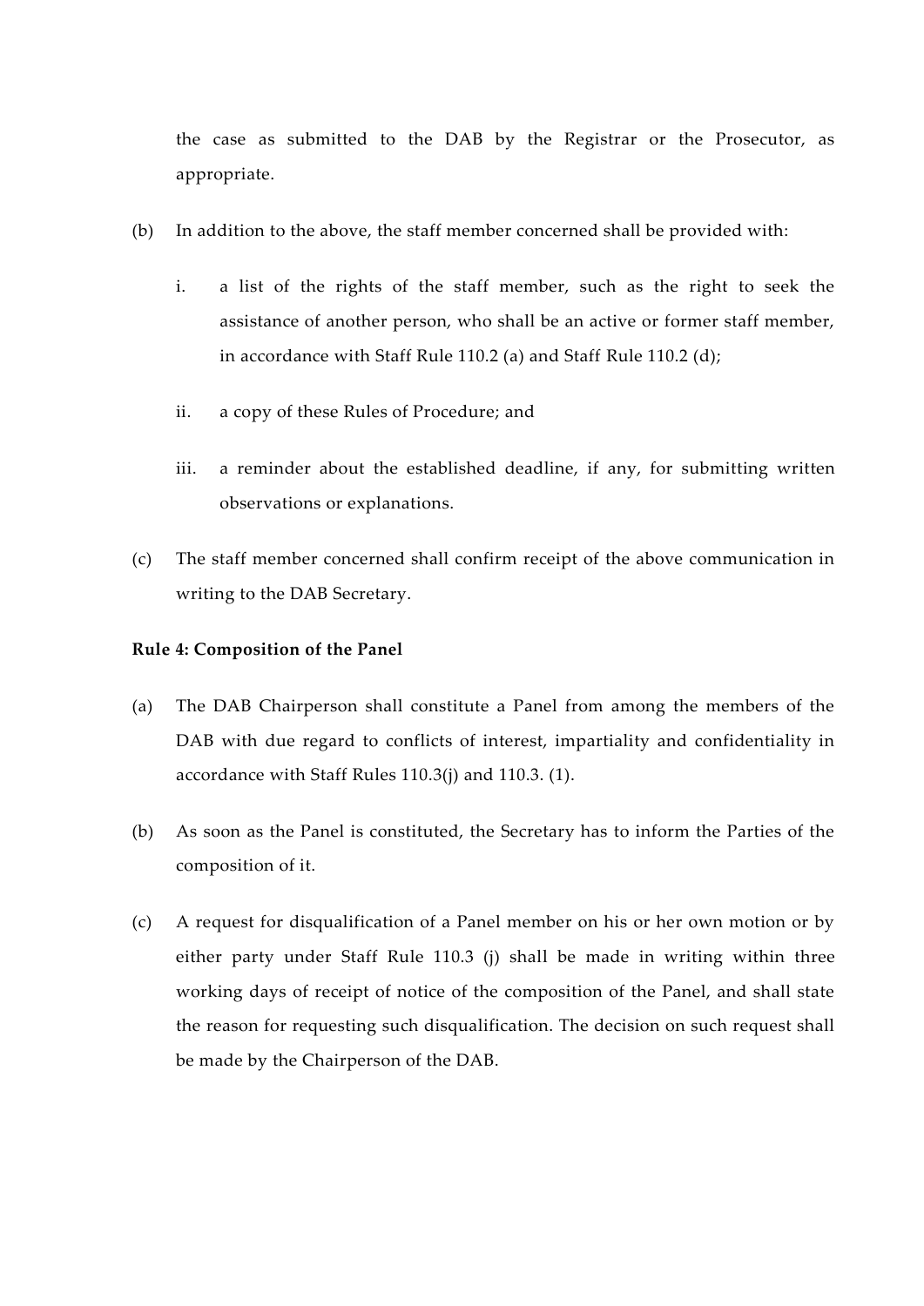the case as submitted to the DAB by the Registrar or the Prosecutor, as appropriate.

(b) In addition to the above, the staff member concerned shall be provided with:

   i. a list of the rights of the staff member, such as the right to seek the assistance of another person, who shall be an active or former staff member, in accordance with Staff Rule 110.2 (a) and Staff Rule 110.2 (d);

   ii. a copy of these Rules of Procedure; and

   iii. a reminder about the established deadline, if any, for submitting written observations or explanations.

(c) The staff member concerned shall confirm receipt of the above communication in writing to the DAB Secretary.

**Rule 4: Composition of the Panel**

(a) The DAB Chairperson shall constitute a Panel from among the members of the DAB with due regard to conflicts of interest, impartiality and confidentiality in accordance with Staff Rules 110.3(j) and 110.3. (1).

(b) As soon as the Panel is constituted, the Secretary has to inform the Parties of the composition of it.

(c) A request for disqualification of a Panel member on his or her own motion or by either party under Staff Rule 110.3 (j) shall be made in writing within three working days of receipt of notice of the composition of the Panel, and shall state the reason for requesting such disqualification. The decision on such request shall be made by the Chairperson of the DAB.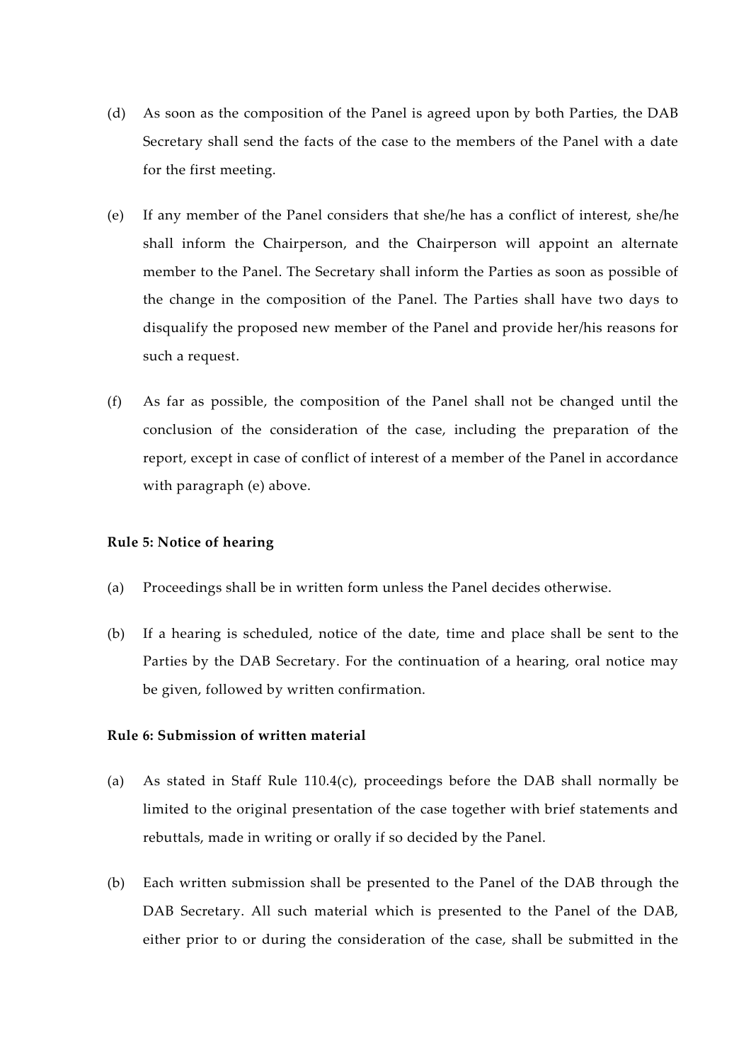(d) As soon as the composition of the Panel is agreed upon by both Parties, the DAB Secretary shall send the facts of the case to the members of the Panel with a date for the first meeting.

(e) If any member of the Panel considers that she/he has a conflict of interest, she/he shall inform the Chairperson, and the Chairperson will appoint an alternate member to the Panel. The Secretary shall inform the Parties as soon as possible of the change in the composition of the Panel. The Parties shall have two days to disqualify the proposed new member of the Panel and provide her/his reasons for such a request.

(f) As far as possible, the composition of the Panel shall not be changed until the conclusion of the consideration of the case, including the preparation of the report, except in case of conflict of interest of a member of the Panel in accordance with paragraph (e) above.

**Rule 5: Notice of hearing**

(a) Proceedings shall be in written form unless the Panel decides otherwise.

(b) If a hearing is scheduled, notice of the date, time and place shall be sent to the Parties by the DAB Secretary. For the continuation of a hearing, oral notice may be given, followed by written confirmation.

**Rule 6: Submission of written material**

(a) As stated in Staff Rule 110.4(c), proceedings before the DAB shall normally be limited to the original presentation of the case together with brief statements and rebuttals, made in writing or orally if so decided by the Panel.

(b) Each written submission shall be presented to the Panel of the DAB through the DAB Secretary. All such material which is presented to the Panel of the DAB, either prior to or during the consideration of the case, shall be submitted in the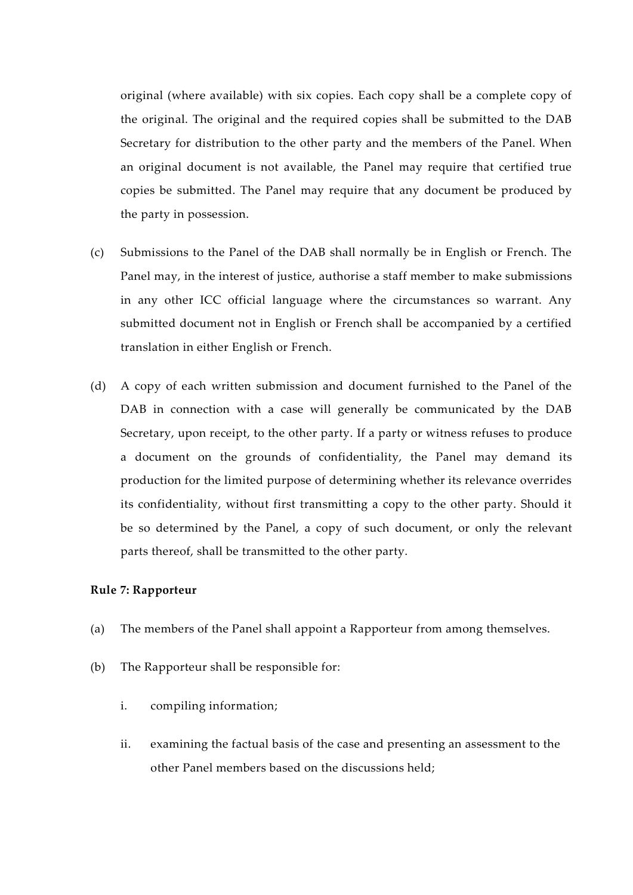original (where available) with six copies. Each copy shall be a complete copy of the original. The original and the required copies shall be submitted to the DAB Secretary for distribution to the other party and the members of the Panel. When an original document is not available, the Panel may require that certified true copies be submitted. The Panel may require that any document be produced by the party in possession.

(c) Submissions to the Panel of the DAB shall normally be in English or French. The Panel may, in the interest of justice, authorise a staff member to make submissions in any other ICC official language where the circumstances so warrant. Any submitted document not in English or French shall be accompanied by a certified translation in either English or French.

(d) A copy of each written submission and document furnished to the Panel of the DAB in connection with a case will generally be communicated by the DAB Secretary, upon receipt, to the other party. If a party or witness refuses to produce a document on the grounds of confidentiality, the Panel may demand its production for the limited purpose of determining whether its relevance overrides its confidentiality, without first transmitting a copy to the other party. Should it be so determined by the Panel, a copy of such document, or only the relevant parts thereof, shall be transmitted to the other party.

**Rule 7: Rapporteur**

(a) The members of the Panel shall appoint a Rapporteur from among themselves.

(b) The Rapporteur shall be responsible for:

  i. compiling information;

  ii. examining the factual basis of the case and presenting an assessment to the other Panel members based on the discussions held;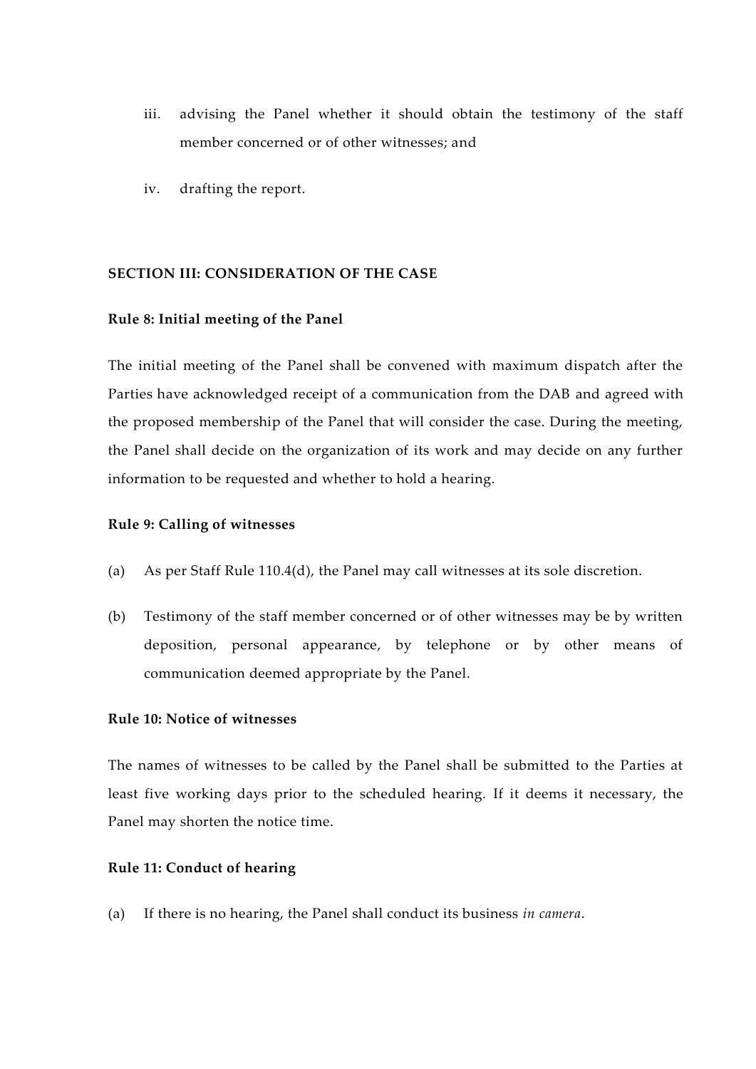iii. advising the Panel whether it should obtain the testimony of the staff member concerned or of other witnesses; and

iv. drafting the report.

## SECTION III: CONSIDERATION OF THE CASE

### Rule 8: Initial meeting of the Panel

The initial meeting of the Panel shall be convened with maximum dispatch after the Parties have acknowledged receipt of a communication from the DAB and agreed with the proposed membership of the Panel that will consider the case. During the meeting, the Panel shall decide on the organization of its work and may decide on any further information to be requested and whether to hold a hearing.

### Rule 9: Calling of witnesses

(a) As per Staff Rule 110.4(d), the Panel may call witnesses at its sole discretion.

(b) Testimony of the staff member concerned or of other witnesses may be by written deposition, personal appearance, by telephone or by other means of communication deemed appropriate by the Panel.

### Rule 10: Notice of witnesses

The names of witnesses to be called by the Panel shall be submitted to the Parties at least five working days prior to the scheduled hearing. If it deems it necessary, the Panel may shorten the notice time.

### Rule 11: Conduct of hearing

(a) If there is no hearing, the Panel shall conduct its business *in camera*.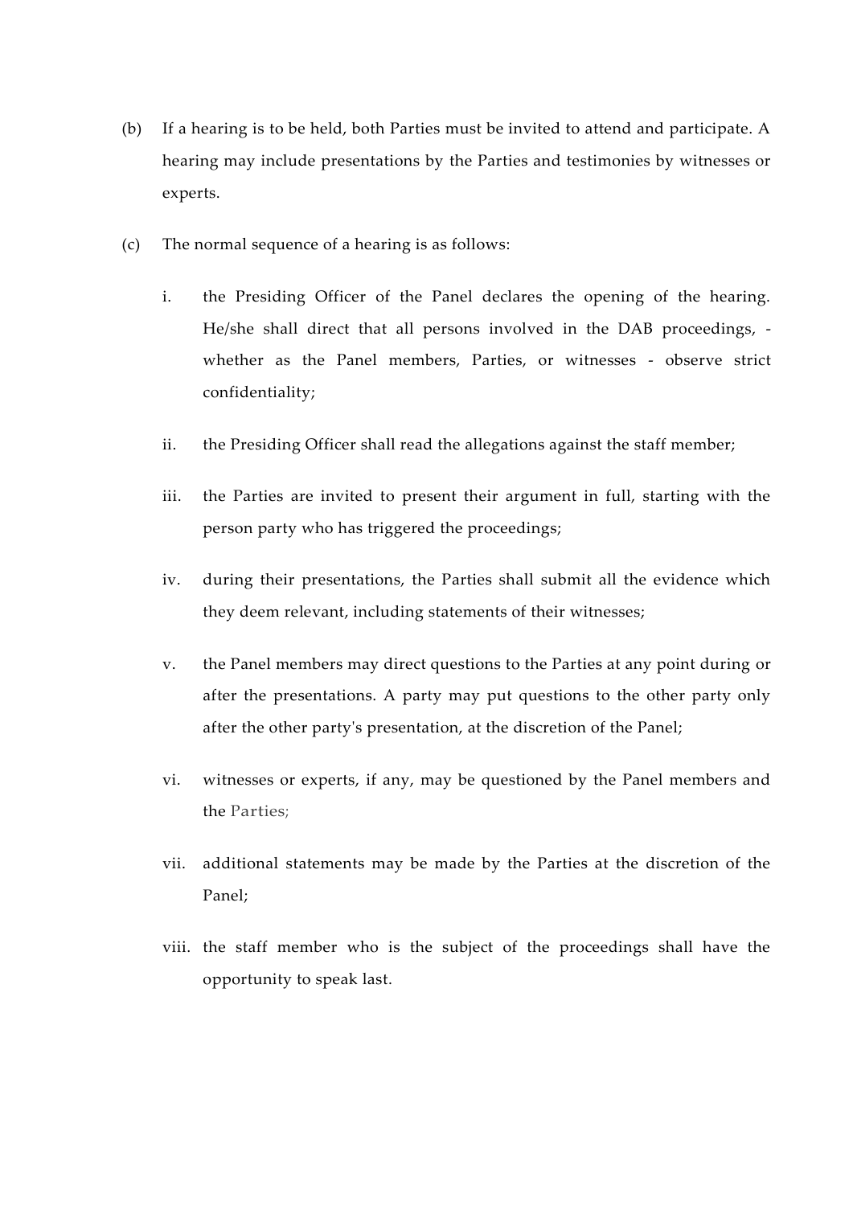(b) If a hearing is to be held, both Parties must be invited to attend and participate. A hearing may include presentations by the Parties and testimonies by witnesses or experts.

(c) The normal sequence of a hearing is as follows:

   i. the Presiding Officer of the Panel declares the opening of the hearing. He/she shall direct that all persons involved in the DAB proceedings, - whether as the Panel members, Parties, or witnesses - observe strict confidentiality;

   ii. the Presiding Officer shall read the allegations against the staff member;

   iii. the Parties are invited to present their argument in full, starting with the person party who has triggered the proceedings;

   iv. during their presentations, the Parties shall submit all the evidence which they deem relevant, including statements of their witnesses;

   v. the Panel members may direct questions to the Parties at any point during or after the presentations. A party may put questions to the other party only after the other party's presentation, at the discretion of the Panel;

   vi. witnesses or experts, if any, may be questioned by the Panel members and the Parties;

   vii. additional statements may be made by the Parties at the discretion of the Panel;

   viii. the staff member who is the subject of the proceedings shall have the opportunity to speak last.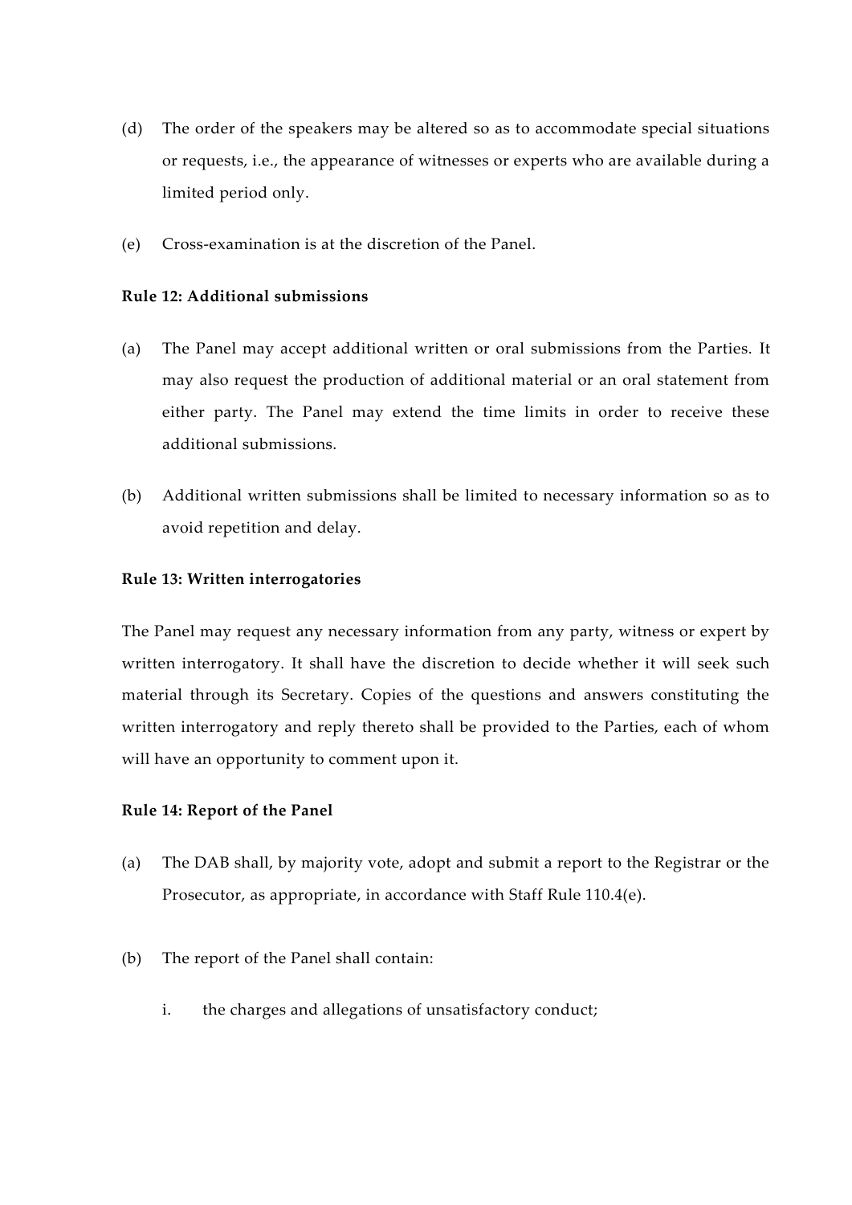(d) The order of the speakers may be altered so as to accommodate special situations or requests, i.e., the appearance of witnesses or experts who are available during a limited period only.

(e) Cross-examination is at the discretion of the Panel.

**Rule 12: Additional submissions**

(a) The Panel may accept additional written or oral submissions from the Parties. It may also request the production of additional material or an oral statement from either party. The Panel may extend the time limits in order to receive these additional submissions.

(b) Additional written submissions shall be limited to necessary information so as to avoid repetition and delay.

**Rule 13: Written interrogatories**

The Panel may request any necessary information from any party, witness or expert by written interrogatory. It shall have the discretion to decide whether it will seek such material through its Secretary. Copies of the questions and answers constituting the written interrogatory and reply thereto shall be provided to the Parties, each of whom will have an opportunity to comment upon it.

**Rule 14: Report of the Panel**

(a) The DAB shall, by majority vote, adopt and submit a report to the Registrar or the Prosecutor, as appropriate, in accordance with Staff Rule 110.4(e).

(b) The report of the Panel shall contain:

   i. the charges and allegations of unsatisfactory conduct;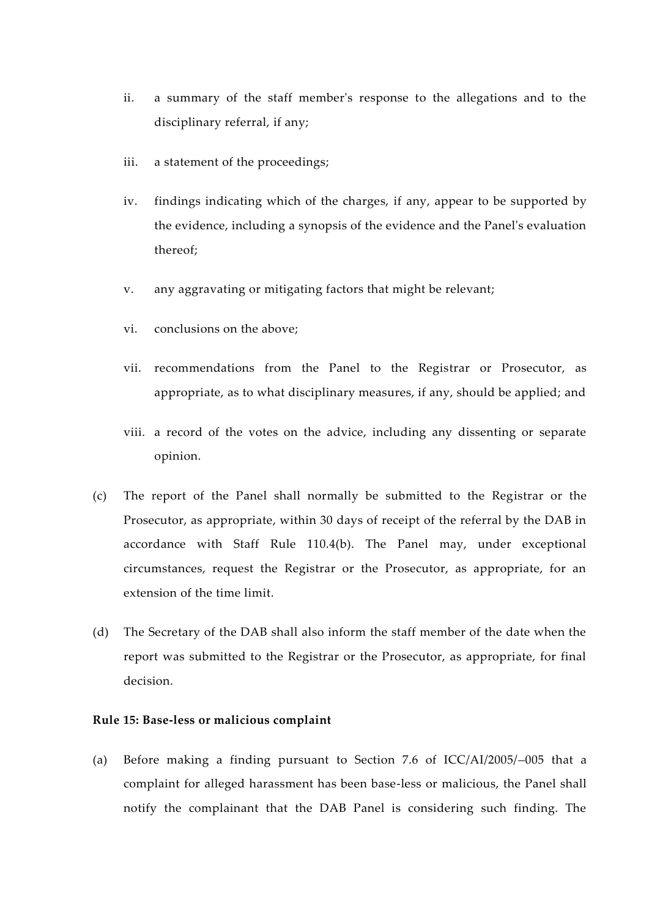ii. a summary of the staff member's response to the allegations and to the disciplinary referral, if any;

iii. a statement of the proceedings;

iv. findings indicating which of the charges, if any, appear to be supported by the evidence, including a synopsis of the evidence and the Panel's evaluation thereof;

v. any aggravating or mitigating factors that might be relevant;

vi. conclusions on the above;

vii. recommendations from the Panel to the Registrar or Prosecutor, as appropriate, as to what disciplinary measures, if any, should be applied; and

viii. a record of the votes on the advice, including any dissenting or separate opinion.

(c) The report of the Panel shall normally be submitted to the Registrar or the Prosecutor, as appropriate, within 30 days of receipt of the referral by the DAB in accordance with Staff Rule 110.4(b). The Panel may, under exceptional circumstances, request the Registrar or the Prosecutor, as appropriate, for an extension of the time limit.

(d) The Secretary of the DAB shall also inform the staff member of the date when the report was submitted to the Registrar or the Prosecutor, as appropriate, for final decision.

**Rule 15: Base-less or malicious complaint**

(a) Before making a finding pursuant to Section 7.6 of ICC/AI/2005/–005 that a complaint for alleged harassment has been base-less or malicious, the Panel shall notify the complainant that the DAB Panel is considering such finding. The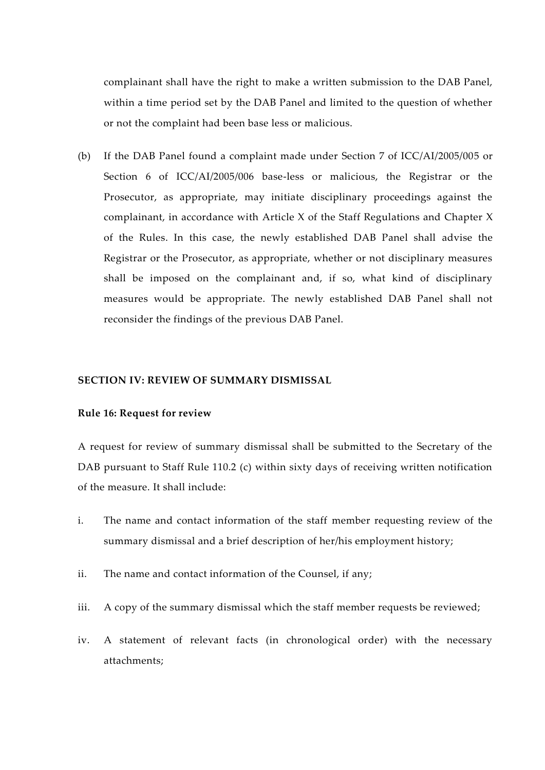complainant shall have the right to make a written submission to the DAB Panel, within a time period set by the DAB Panel and limited to the question of whether or not the complaint had been base less or malicious.

(b) If the DAB Panel found a complaint made under Section 7 of ICC/AI/2005/005 or Section 6 of ICC/AI/2005/006 base-less or malicious, the Registrar or the Prosecutor, as appropriate, may initiate disciplinary proceedings against the complainant, in accordance with Article X of the Staff Regulations and Chapter X of the Rules. In this case, the newly established DAB Panel shall advise the Registrar or the Prosecutor, as appropriate, whether or not disciplinary measures shall be imposed on the complainant and, if so, what kind of disciplinary measures would be appropriate. The newly established DAB Panel shall not reconsider the findings of the previous DAB Panel.

**SECTION IV: REVIEW OF SUMMARY DISMISSAL**

**Rule 16: Request for review**

A request for review of summary dismissal shall be submitted to the Secretary of the DAB pursuant to Staff Rule 110.2 (c) within sixty days of receiving written notification of the measure. It shall include:

i. The name and contact information of the staff member requesting review of the summary dismissal and a brief description of her/his employment history;

ii. The name and contact information of the Counsel, if any;

iii. A copy of the summary dismissal which the staff member requests be reviewed;

iv. A statement of relevant facts (in chronological order) with the necessary attachments;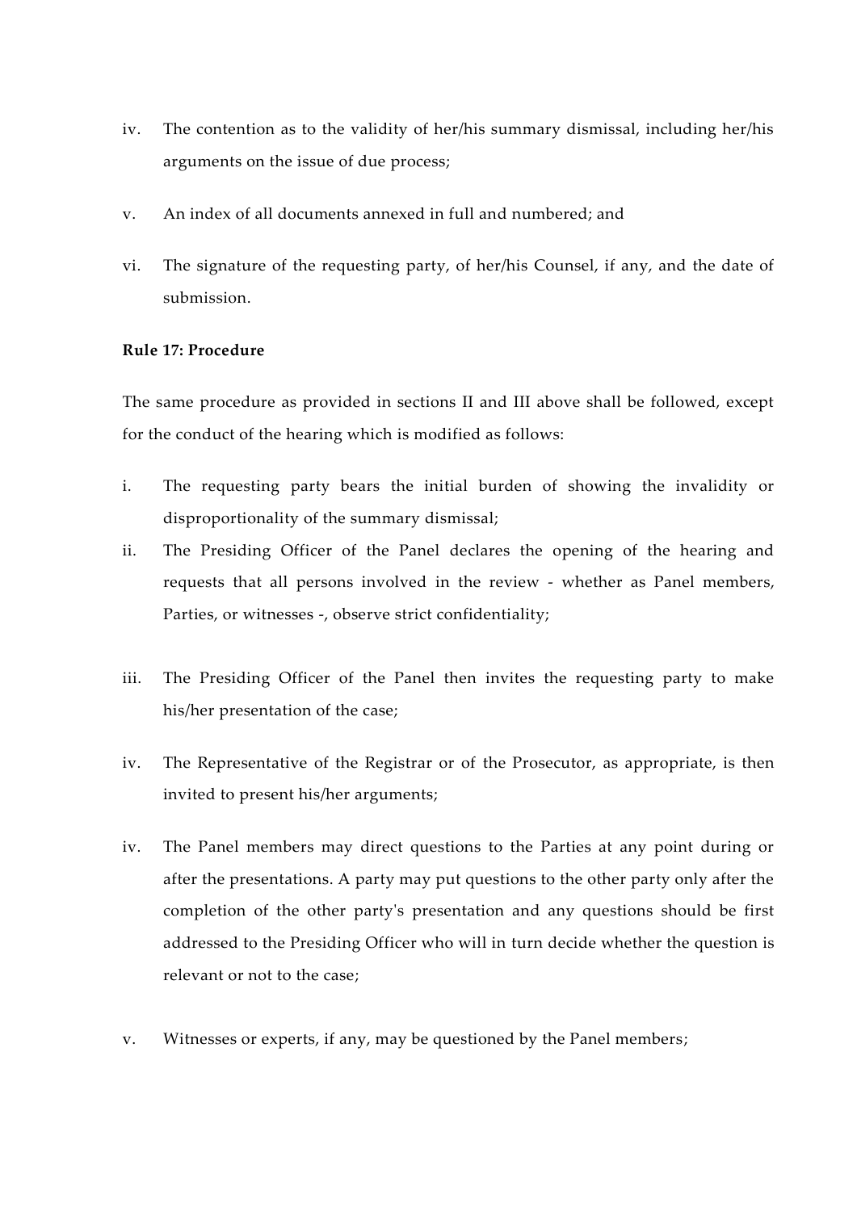iv. The contention as to the validity of her/his summary dismissal, including her/his arguments on the issue of due process;

v. An index of all documents annexed in full and numbered; and

vi. The signature of the requesting party, of her/his Counsel, if any, and the date of submission.

**Rule 17: Procedure**

The same procedure as provided in sections II and III above shall be followed, except for the conduct of the hearing which is modified as follows:

i. The requesting party bears the initial burden of showing the invalidity or disproportionality of the summary dismissal;

ii. The Presiding Officer of the Panel declares the opening of the hearing and requests that all persons involved in the review - whether as Panel members, Parties, or witnesses -, observe strict confidentiality;

iii. The Presiding Officer of the Panel then invites the requesting party to make his/her presentation of the case;

iv. The Representative of the Registrar or of the Prosecutor, as appropriate, is then invited to present his/her arguments;

iv. The Panel members may direct questions to the Parties at any point during or after the presentations. A party may put questions to the other party only after the completion of the other party's presentation and any questions should be first addressed to the Presiding Officer who will in turn decide whether the question is relevant or not to the case;

v. Witnesses or experts, if any, may be questioned by the Panel members;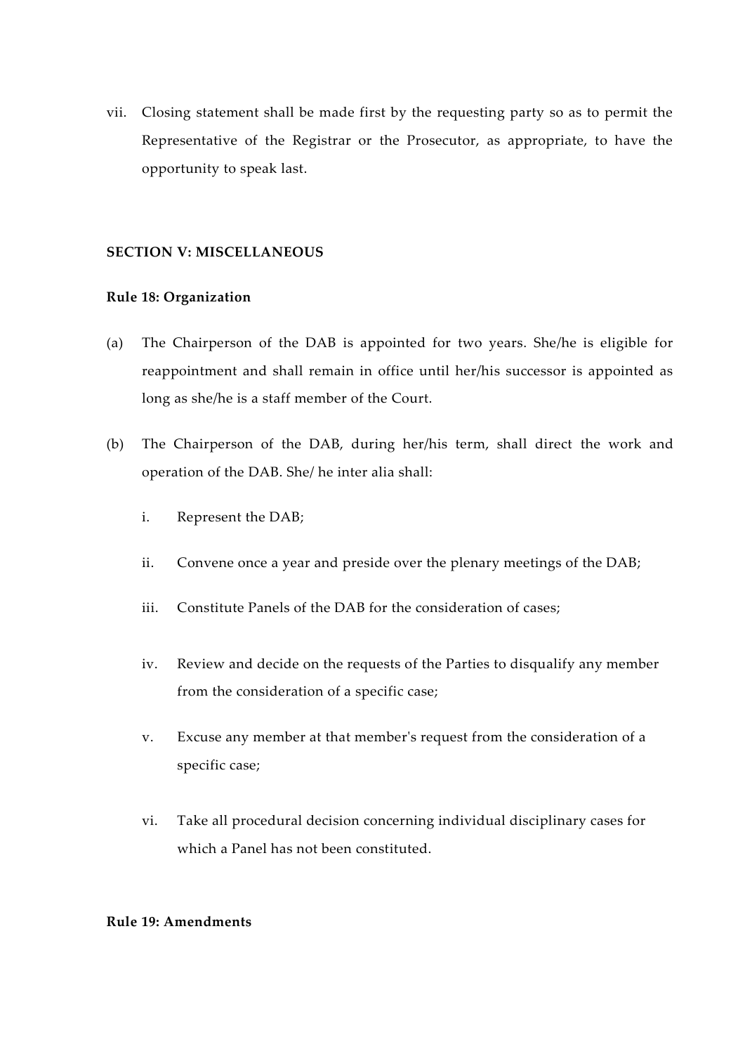vii. Closing statement shall be made first by the requesting party so as to permit the Representative of the Registrar or the Prosecutor, as appropriate, to have the opportunity to speak last.

**SECTION V: MISCELLANEOUS**

**Rule 18: Organization**

(a) The Chairperson of the DAB is appointed for two years. She/he is eligible for reappointment and shall remain in office until her/his successor is appointed as long as she/he is a staff member of the Court.

(b) The Chairperson of the DAB, during her/his term, shall direct the work and operation of the DAB. She/ he inter alia shall:

   i. Represent the DAB;

   ii. Convene once a year and preside over the plenary meetings of the DAB;

   iii. Constitute Panels of the DAB for the consideration of cases;

   iv. Review and decide on the requests of the Parties to disqualify any member from the consideration of a specific case;

   v. Excuse any member at that member's request from the consideration of a specific case;

   vi. Take all procedural decision concerning individual disciplinary cases for which a Panel has not been constituted.

**Rule 19: Amendments**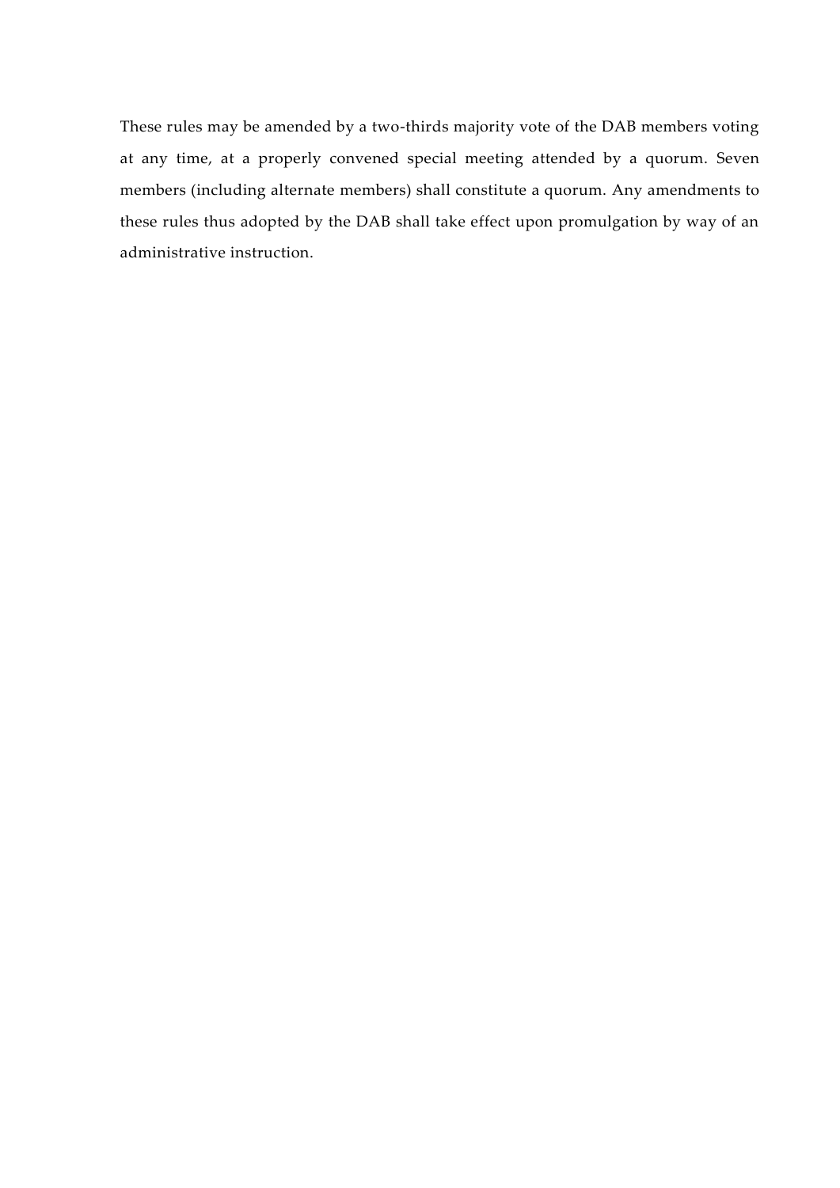These rules may be amended by a two-thirds majority vote of the DAB members voting at any time, at a properly convened special meeting attended by a quorum. Seven members (including alternate members) shall constitute a quorum. Any amendments to these rules thus adopted by the DAB shall take effect upon promulgation by way of an administrative instruction.